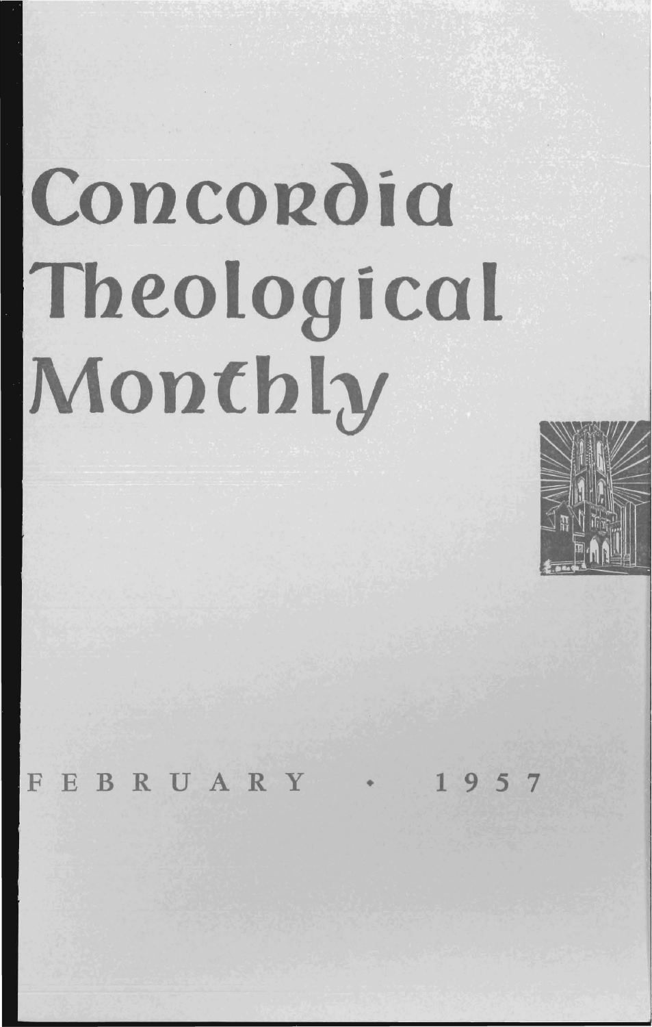# Concordia Theological Monthly

FEBRUARY • 1957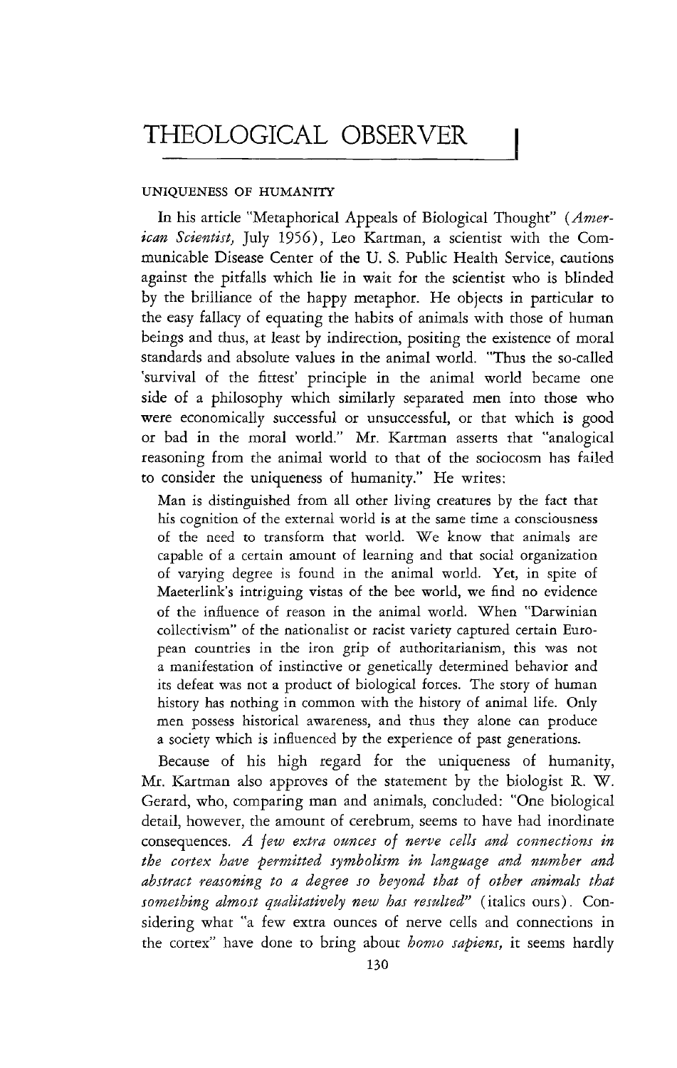# THEOLOGICAL OBSERVER

## UNIQUENESS OF HUMANITY

In his article "Metaphorical Appeals of Biological Thought" (*American Scientist,* July 1956), Leo Kartman, a scientist with the Communicable Disease Center of the U. S. Public Health Service, cautions against the pitfalls which lie in wait for the scientist who is blinded by the brilliance of the happy metaphor. He objects in particular to the easy fallacy of equating the habits of animals with those of human beings and thus, at least by indirection, positing the existence of moral standards and absolute values in the animal world. "Thus the so-called 'survival of the fittest' principle in the animal world became one side of a philosophy which similarly separated men into those who were economically successful or unsuccessful, or that which is good or bad in the moral world." Mr. Kartman asserts that "analogical reasoning from the animal world to that of the sociocosm has failed to consider the uniqueness of humanity." He writes:

> Man is distinguished from all other living creatures by the fact that his cognition of the external world is at the same time a consciousness of the need to transform that world. We know that animals are capable of a certain amount of learning and that social organization of varying degree is found in the animal world. Yet, in spite of Maeterlink's intriguing vistas of the bee world, we find no evidence of the influence of reason in the animal world. When "Darwinian collectivism" of the nationalist or racist variety captured certain European countries in the iron grip of authoritarianism, this was not a manifestation of instinctive or genetically determined behavior and its defeat was not a product of biological forces. The story of human history has nothing in common with the history of animal life. Only men possess historical awareness, and thus they alone can produce a society which is influenced by the experience of past generations.

Because of his high regard for the uniqueness of humanity, Mr. Kartman also approves of the statement by the biologist R. W. Gerard, who, comparing man and animals, concluded: "One biological detail, however, the amount of cerebrum, seems to have had inordinate consequences. *A few extra ounces of nerve cells and connections in the cortex have permitted symbolism in language and number and abstract reasoning to a degree so beyond that of other animals that something almost qualitatively new has resulted*" (italics ours). Considering what "a few extra ounces of nerve cells and connections in the cortex" have done to bring about *homo sapiens,* it seems hardly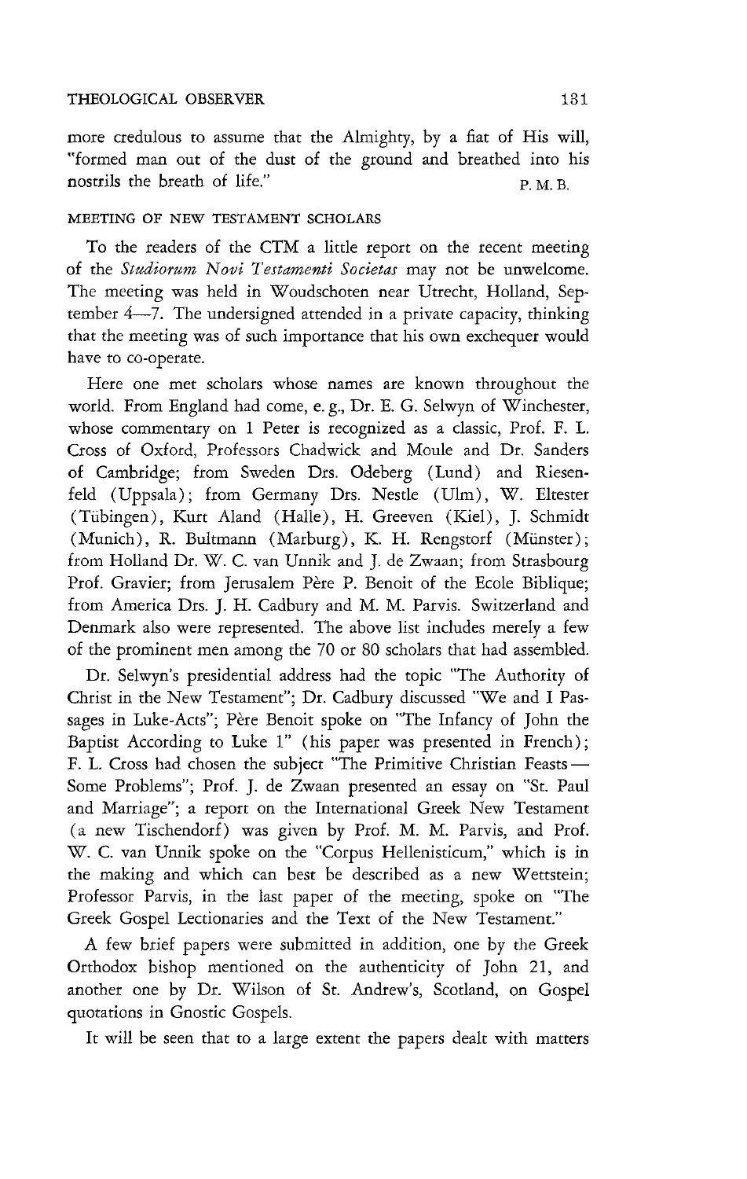more credulous to assume that the Almighty, by a fiat of His will, "formed man out of the dust of the ground and breathed into his nostrils the breath of life."

P. M. B.

## MEETING OF NEW TESTAMENT SCHOLARS

To the readers of the CTM a little report on the recent meeting of the *Studiorum Novi Testamenti Societas* may not be unwelcome. The meeting was held in Woudschoten near Utrecht, Holland, September 4—7. The undersigned attended in a private capacity, thinking that the meeting was of such importance that his own exchequer would have to co-operate.

Here one met scholars whose names are known throughout the world. From England had come, e. g., Dr. E. G. Selwyn of Winchester, whose commentary on 1 Peter is recognized as a classic, Prof. F. L. Cross of Oxford, Professors Chadwick and Moule and Dr. Sanders of Cambridge; from Sweden Drs. Odeberg (Lund) and Riesenfeld (Uppsala); from Germany Drs. Nestle (Ulm), W. Eltester (Tübingen), Kurt Aland (Halle), H. Greeven (Kiel), J. Schmidt (Munich), R. Bultmann (Marburg), K. H. Rengstorf (Münster); from Holland Dr. W. C. van Unnik and J. de Zwaan; from Strasbourg Prof. Gravier; from Jerusalem Père P. Benoit of the Ecole Biblique; from America Drs. J. H. Cadbury and M. M. Parvis. Switzerland and Denmark also were represented. The above list includes merely a few of the prominent men among the 70 or 80 scholars that had assembled.

Dr. Selwyn's presidential address had the topic "The Authority of Christ in the New Testament"; Dr. Cadbury discussed "We and I Passages in Luke-Acts"; Père Benoit spoke on "The Infancy of John the Baptist According to Luke 1" (his paper was presented in French); F. L. Cross had chosen the subject "The Primitive Christian Feasts — Some Problems"; Prof. J. de Zwaan presented an essay on "St. Paul and Marriage"; a report on the International Greek New Testament (a new Tischendorf) was given by Prof. M. M. Parvis, and Prof. W. C. van Unnik spoke on the "Corpus Hellenisticum," which is in the making and which can best be described as a new Wettstein; Professor Parvis, in the last paper of the meeting, spoke on "The Greek Gospel Lectionaries and the Text of the New Testament."

A few brief papers were submitted in addition, one by the Greek Orthodox bishop mentioned on the authenticity of John 21, and another one by Dr. Wilson of St. Andrew's, Scotland, on Gospel quotations in Gnostic Gospels.

It will be seen that to a large extent the papers dealt with matters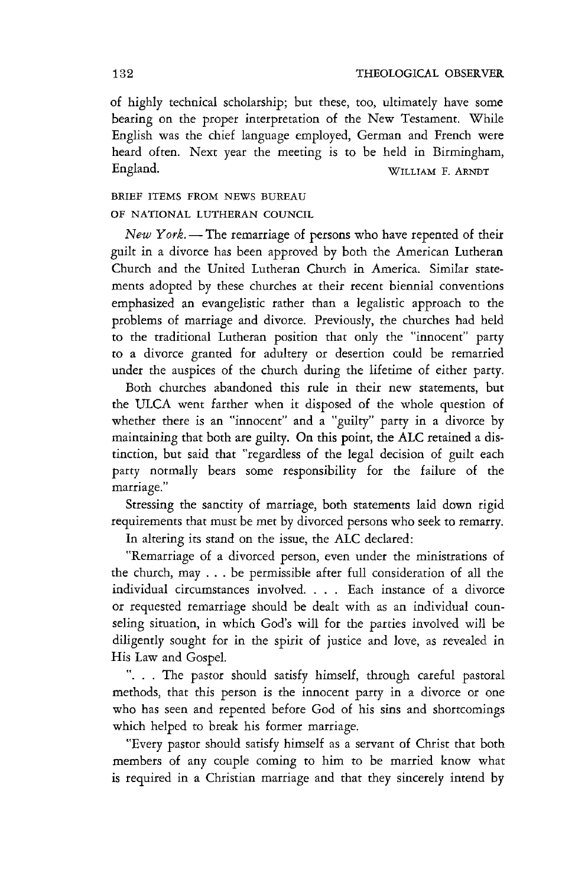of highly technical scholarship; but these, too, ultimately have some bearing on the proper interpretation of the New Testament. While English was the chief language employed, German and French were heard often. Next year the meeting is to be held in Birmingham, England.

WILLIAM F. ARNDT

BRIEF ITEMS FROM NEWS BUREAU OF NATIONAL LUTHERAN COUNCIL

*New York.* — The remarriage of persons who have repented of their guilt in a divorce has been approved by both the American Lutheran Church and the United Lutheran Church in America. Similar statements adopted by these churches at their recent biennial conventions emphasized an evangelistic rather than a legalistic approach to the problems of marriage and divorce. Previously, the churches had held to the traditional Lutheran position that only the "innocent" party to a divorce granted for adultery or desertion could be remarried under the auspices of the church during the lifetime of either party.

Both churches abandoned this rule in their new statements, but the ULCA went farther when it disposed of the whole question of whether there is an "innocent" and a "guilty" party in a divorce by maintaining that both are guilty. On this point, the ALC retained a distinction, but said that "regardless of the legal decision of guilt each party normally bears some responsibility for the failure of the marriage."

Stressing the sanctity of marriage, both statements laid down rigid requirements that must be met by divorced persons who seek to remarry.

In altering its stand on the issue, the ALC declared:

"Remarriage of a divorced person, even under the ministrations of the church, may . . . be permissible after full consideration of all the individual circumstances involved. . . . Each instance of a divorce or requested remarriage should be dealt with as an individual counseling situation, in which God's will for the parties involved will be diligently sought for in the spirit of justice and love, as revealed in His Law and Gospel.

". . . The pastor should satisfy himself, through careful pastoral methods, that this person is the innocent party in a divorce or one who has seen and repented before God of his sins and shortcomings which helped to break his former marriage.

"Every pastor should satisfy himself as a servant of Christ that both members of any couple coming to him to be married know what is required in a Christian marriage and that they sincerely intend by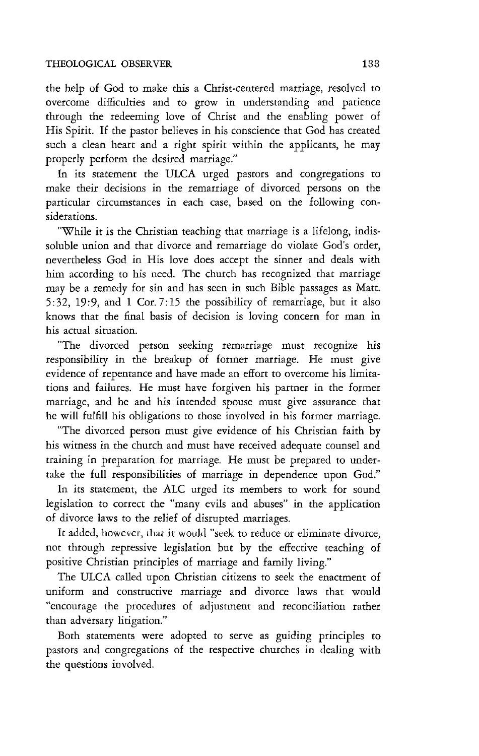the help of God to make this a Christ-centered marriage, resolved to overcome difficulties and to grow in understanding and patience through the redeeming love of Christ and the enabling power of His Spirit. If the pastor believes in his conscience that God has created such a clean heart and a right spirit within the applicants, he may properly perform the desired marriage."

In its statement the ULCA urged pastors and congregations to make their decisions in the remarriage of divorced persons on the particular circumstances in each case, based on the following considerations.

"While it is the Christian teaching that marriage is a lifelong, indissoluble union and that divorce and remarriage do violate God's order, nevertheless God in His love does accept the sinner and deals with him according to his need. The church has recognized that marriage may be a remedy for sin and has seen in such Bible passages as Matt. 5:32, 19:9, and 1 Cor. 7:15 the possibility of remarriage, but it also knows that the final basis of decision is loving concern for man in his actual situation.

"The divorced person seeking remarriage must recognize his responsibility in the breakup of former marriage. He must give evidence of repentance and have made an effort to overcome his limitations and failures. He must have forgiven his partner in the former marriage, and he and his intended spouse must give assurance that he will fulfill his obligations to those involved in his former marriage.

"The divorced person must give evidence of his Christian faith by his witness in the church and must have received adequate counsel and training in preparation for marriage. He must be prepared to undertake the full responsibilities of marriage in dependence upon God."

In its statement, the ALC urged its members to work for sound legislation to correct the "many evils and abuses" in the application of divorce laws to the relief of disrupted marriages.

It added, however, that it would "seek to reduce or eliminate divorce, not through repressive legislation but by the effective teaching of positive Christian principles of marriage and family living."

The ULCA called upon Christian citizens to seek the enactment of uniform and constructive marriage and divorce laws that would "encourage the procedures of adjustment and reconciliation rather than adversary litigation."

Both statements were adopted to serve as guiding principles to pastors and congregations of the respective churches in dealing with the questions involved.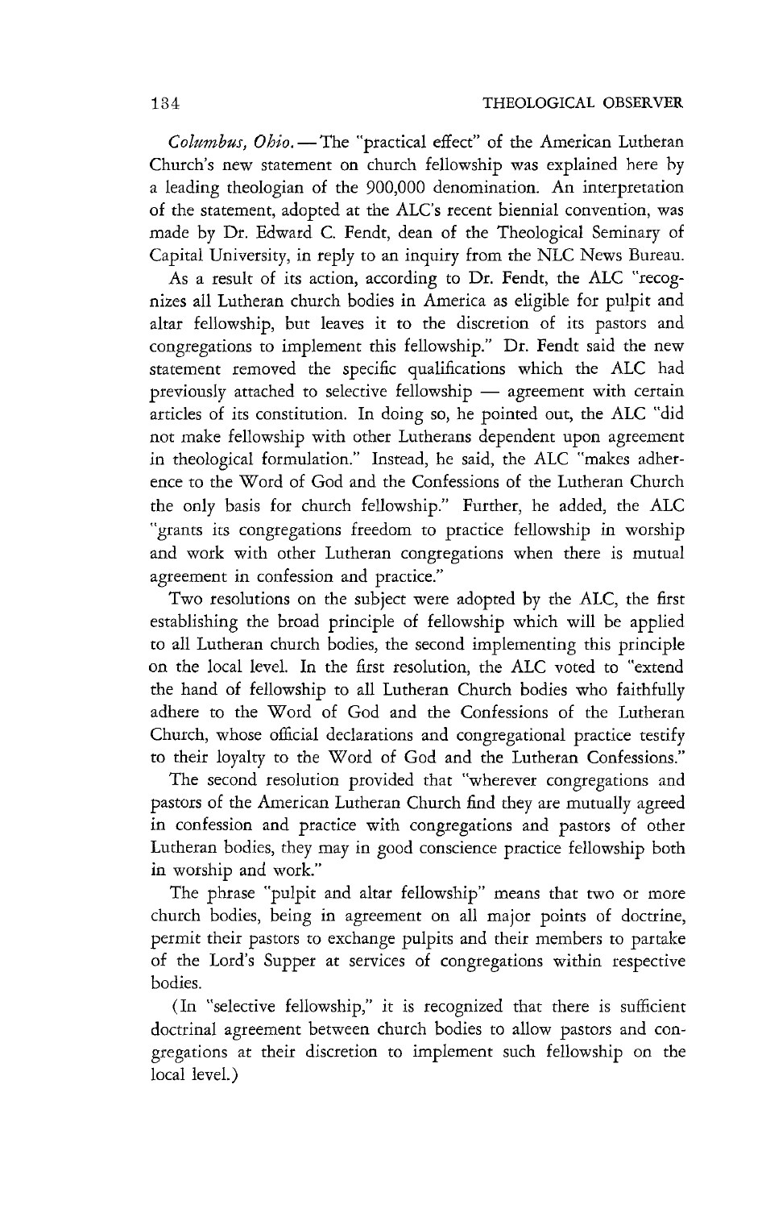*Columbus, Ohio.* — The "practical effect" of the American Lutheran Church's new statement on church fellowship was explained here by a leading theologian of the 900,000 denomination. An interpretation of the statement, adopted at the ALC's recent biennial convention, was made by Dr. Edward C. Fendt, dean of the Theological Seminary of Capital University, in reply to an inquiry from the NLC News Bureau.

As a result of its action, according to Dr. Fendt, the ALC "recognizes all Lutheran church bodies in America as eligible for pulpit and altar fellowship, but leaves it to the discretion of its pastors and congregations to implement this fellowship." Dr. Fendt said the new statement removed the specific qualifications which the ALC had previously attached to selective fellowship — agreement with certain articles of its constitution. In doing so, he pointed out, the ALC "did not make fellowship with other Lutherans dependent upon agreement in theological formulation." Instead, he said, the ALC "makes adherence to the Word of God and the Confessions of the Lutheran Church the only basis for church fellowship." Further, he added, the ALC "grants its congregations freedom to practice fellowship in worship and work with other Lutheran congregations when there is mutual agreement in confession and practice."

Two resolutions on the subject were adopted by the ALC, the first establishing the broad principle of fellowship which will be applied to all Lutheran church bodies, the second implementing this principle on the local level. In the first resolution, the ALC voted to "extend the hand of fellowship to all Lutheran Church bodies who faithfully adhere to the Word of God and the Confessions of the Lutheran Church, whose official declarations and congregational practice testify to their loyalty to the Word of God and the Lutheran Confessions."

The second resolution provided that "wherever congregations and pastors of the American Lutheran Church find they are mutually agreed in confession and practice with congregations and pastors of other Lutheran bodies, they may in good conscience practice fellowship both in worship and work."

The phrase "pulpit and altar fellowship" means that two or more church bodies, being in agreement on all major points of doctrine, permit their pastors to exchange pulpits and their members to partake of the Lord's Supper at services of congregations within respective bodies.

(In "selective fellowship," it is recognized that there is sufficient doctrinal agreement between church bodies to allow pastors and congregations at their discretion to implement such fellowship on the local level.)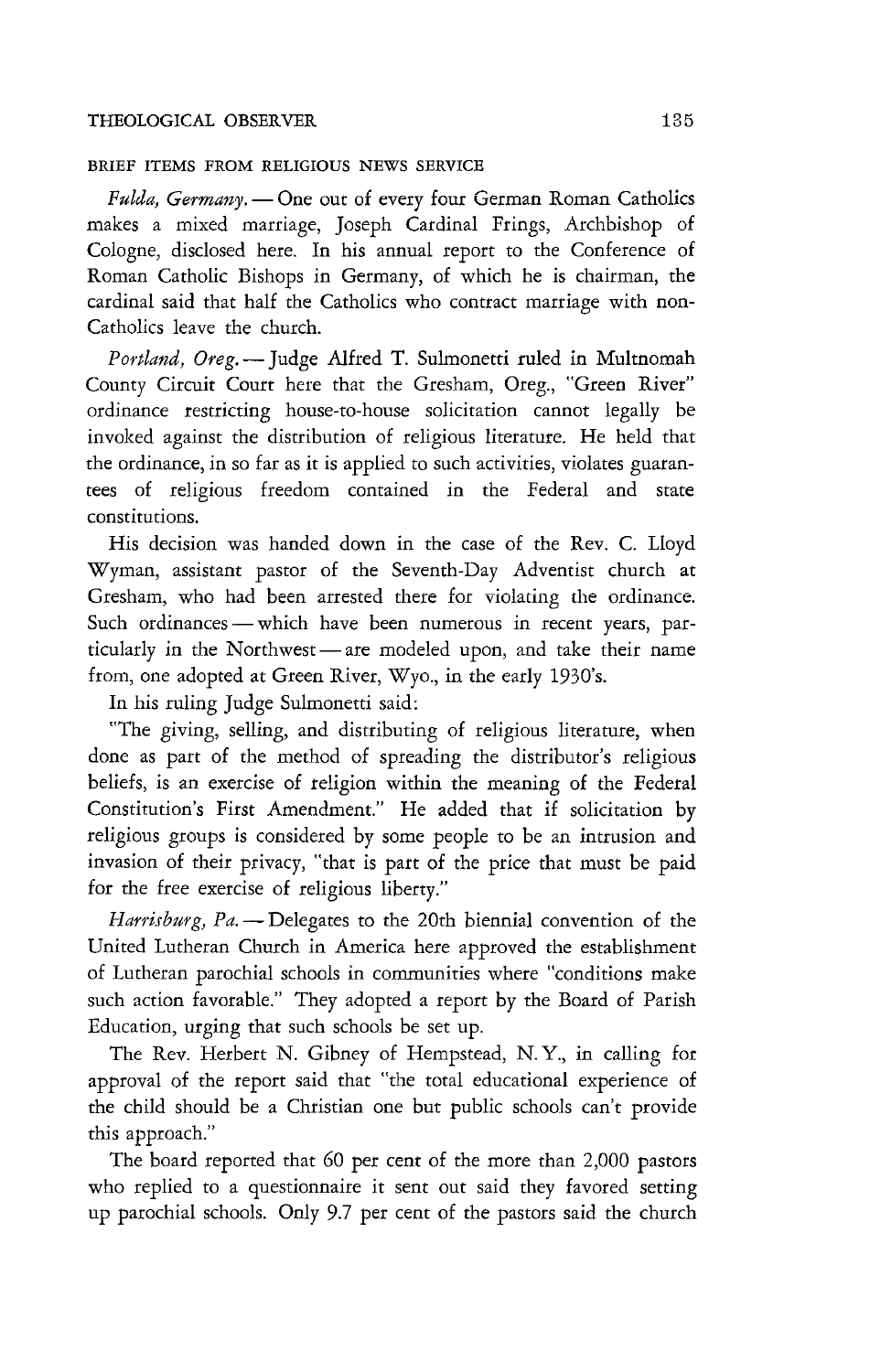BRIEF ITEMS FROM RELIGIOUS NEWS SERVICE

*Fulda, Germany.* — One out of every four German Roman Catholics makes a mixed marriage, Joseph Cardinal Frings, Archbishop of Cologne, disclosed here. In his annual report to the Conference of Roman Catholic Bishops in Germany, of which he is chairman, the cardinal said that half the Catholics who contract marriage with non-Catholics leave the church.

*Portland, Oreg.* — Judge Alfred T. Sulmonetti ruled in Multnomah County Circuit Court here that the Gresham, Oreg., "Green River" ordinance restricting house-to-house solicitation cannot legally be invoked against the distribution of religious literature. He held that the ordinance, in so far as it is applied to such activities, violates guarantees of religious freedom contained in the Federal and state constitutions.

His decision was handed down in the case of the Rev. C. Lloyd Wyman, assistant pastor of the Seventh-Day Adventist church at Gresham, who had been arrested there for violating the ordinance. Such ordinances — which have been numerous in recent years, particularly in the Northwest — are modeled upon, and take their name from, one adopted at Green River, Wyo., in the early 1930's.

In his ruling Judge Sulmonetti said:

"The giving, selling, and distributing of religious literature, when done as part of the method of spreading the distributor's religious beliefs, is an exercise of religion within the meaning of the Federal Constitution's First Amendment." He added that if solicitation by religious groups is considered by some people to be an intrusion and invasion of their privacy, "that is part of the price that must be paid for the free exercise of religious liberty."

*Harrisburg, Pa.* — Delegates to the 20th biennial convention of the United Lutheran Church in America here approved the establishment of Lutheran parochial schools in communities where "conditions make such action favorable." They adopted a report by the Board of Parish Education, urging that such schools be set up.

The Rev. Herbert N. Gibney of Hempstead, N. Y., in calling for approval of the report said that "the total educational experience of the child should be a Christian one but public schools can't provide this approach."

The board reported that 60 per cent of the more than 2,000 pastors who replied to a questionnaire it sent out said they favored setting up parochial schools. Only 9.7 per cent of the pastors said the church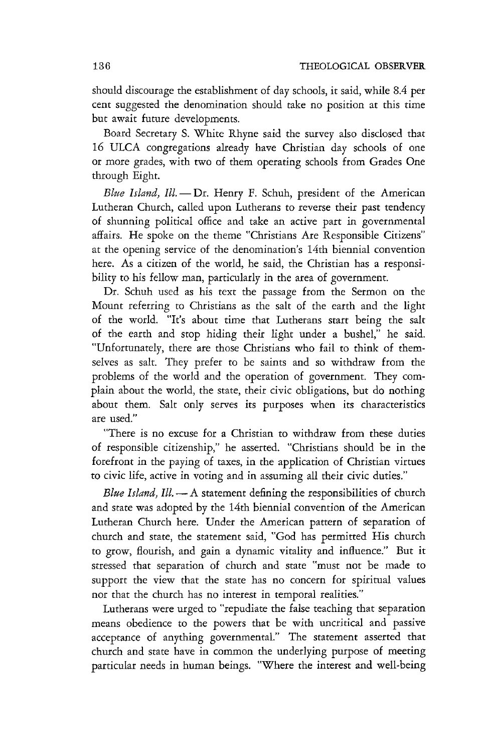should discourage the establishment of day schools, it said, while 8.4 per cent suggested the denomination should take no position at this time but await future developments.

Board Secretary S. White Rhyne said the survey also disclosed that 16 ULCA congregations already have Christian day schools of one or more grades, with two of them operating schools from Grades One through Eight.

*Blue Island, Ill.* — Dr. Henry F. Schuh, president of the American Lutheran Church, called upon Lutherans to reverse their past tendency of shunning political office and take an active part in governmental affairs. He spoke on the theme "Christians Are Responsible Citizens" at the opening service of the denomination's 14th biennial convention here. As a citizen of the world, he said, the Christian has a responsibility to his fellow man, particularly in the area of government.

Dr. Schuh used as his text the passage from the Sermon on the Mount referring to Christians as the salt of the earth and the light of the world. "It's about time that Lutherans start being the salt of the earth and stop hiding their light under a bushel," he said. "Unfortunately, there are those Christians who fail to think of themselves as salt. They prefer to be saints and so withdraw from the problems of the world and the operation of government. They complain about the world, the state, their civic obligations, but do nothing about them. Salt only serves its purposes when its characteristics are used."

"There is no excuse for a Christian to withdraw from these duties of responsible citizenship," he asserted. "Christians should be in the forefront in the paying of taxes, in the application of Christian virtues to civic life, active in voting and in assuming all their civic duties."

*Blue Island, Ill.* — A statement defining the responsibilities of church and state was adopted by the 14th biennial convention of the American Lutheran Church here. Under the American pattern of separation of church and state, the statement said, "God has permitted His church to grow, flourish, and gain a dynamic vitality and influence." But it stressed that separation of church and state "must not be made to support the view that the state has no concern for spiritual values nor that the church has no interest in temporal realities."

Lutherans were urged to "repudiate the false teaching that separation means obedience to the powers that be with uncritical and passive acceptance of anything governmental." The statement asserted that church and state have in common the underlying purpose of meeting particular needs in human beings. "Where the interest and well-being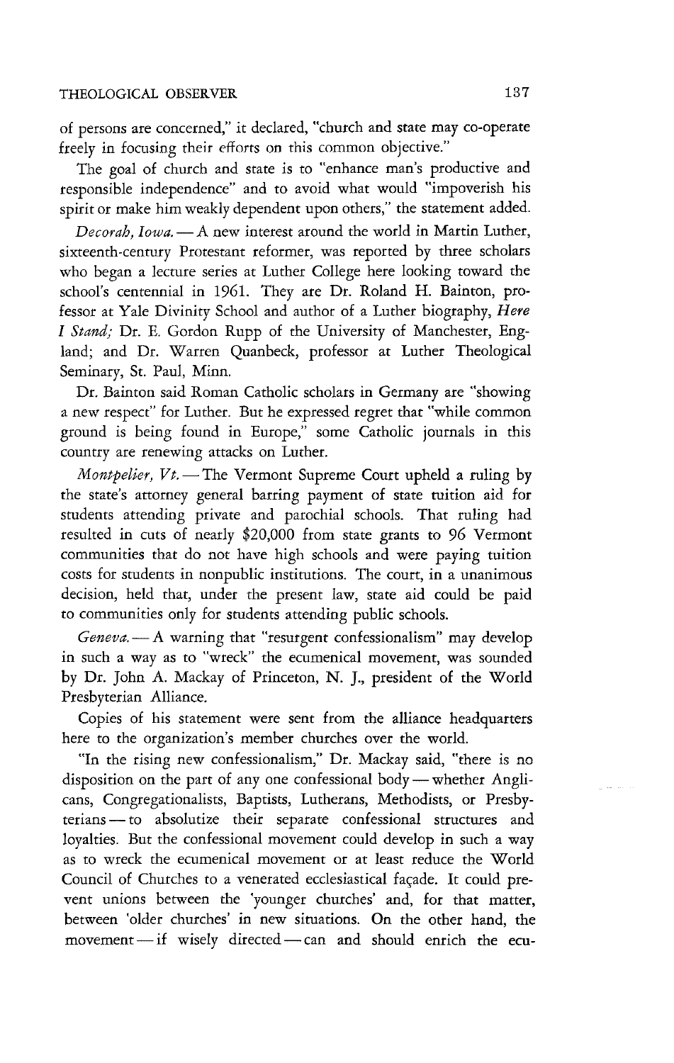of persons are concerned," it declared, "church and state may co-operate freely in focusing their efforts on this common objective."

The goal of church and state is to "enhance man's productive and responsible independence" and to avoid what would "impoverish his spirit or make him weakly dependent upon others," the statement added.

*Decorah, Iowa.* — A new interest around the world in Martin Luther, sixteenth-century Protestant reformer, was reported by three scholars who began a lecture series at Luther College here looking toward the school's centennial in 1961. They are Dr. Roland H. Bainton, professor at Yale Divinity School and author of a Luther biography, *Here I Stand;* Dr. E. Gordon Rupp of the University of Manchester, England; and Dr. Warren Quanbeck, professor at Luther Theological Seminary, St. Paul, Minn.

Dr. Bainton said Roman Catholic scholars in Germany are "showing a new respect" for Luther. But he expressed regret that "while common ground is being found in Europe," some Catholic journals in this country are renewing attacks on Luther.

*Montpelier, Vt.* — The Vermont Supreme Court upheld a ruling by the state's attorney general barring payment of state tuition aid for students attending private and parochial schools. That ruling had resulted in cuts of nearly $20,000 from state grants to 96 Vermont communities that do not have high schools and were paying tuition costs for students in nonpublic institutions. The court, in a unanimous decision, held that, under the present law, state aid could be paid to communities only for students attending public schools.

*Geneva.* — A warning that "resurgent confessionalism" may develop in such a way as to "wreck" the ecumenical movement, was sounded by Dr. John A. Mackay of Princeton, N. J., president of the World Presbyterian Alliance.

Copies of his statement were sent from the alliance headquarters here to the organization's member churches over the world.

"In the rising new confessionalism," Dr. Mackay said, "there is no disposition on the part of any one confessional body — whether Anglicans, Congregationalists, Baptists, Lutherans, Methodists, or Presbyterians — to absolutize their separate confessional structures and loyalties. But the confessional movement could develop in such a way as to wreck the ecumenical movement or at least reduce the World Council of Churches to a venerated ecclesiastical façade. It could prevent unions between the 'younger churches' and, for that matter, between 'older churches' in new situations. On the other hand, the movement — if wisely directed — can and should enrich the ecu-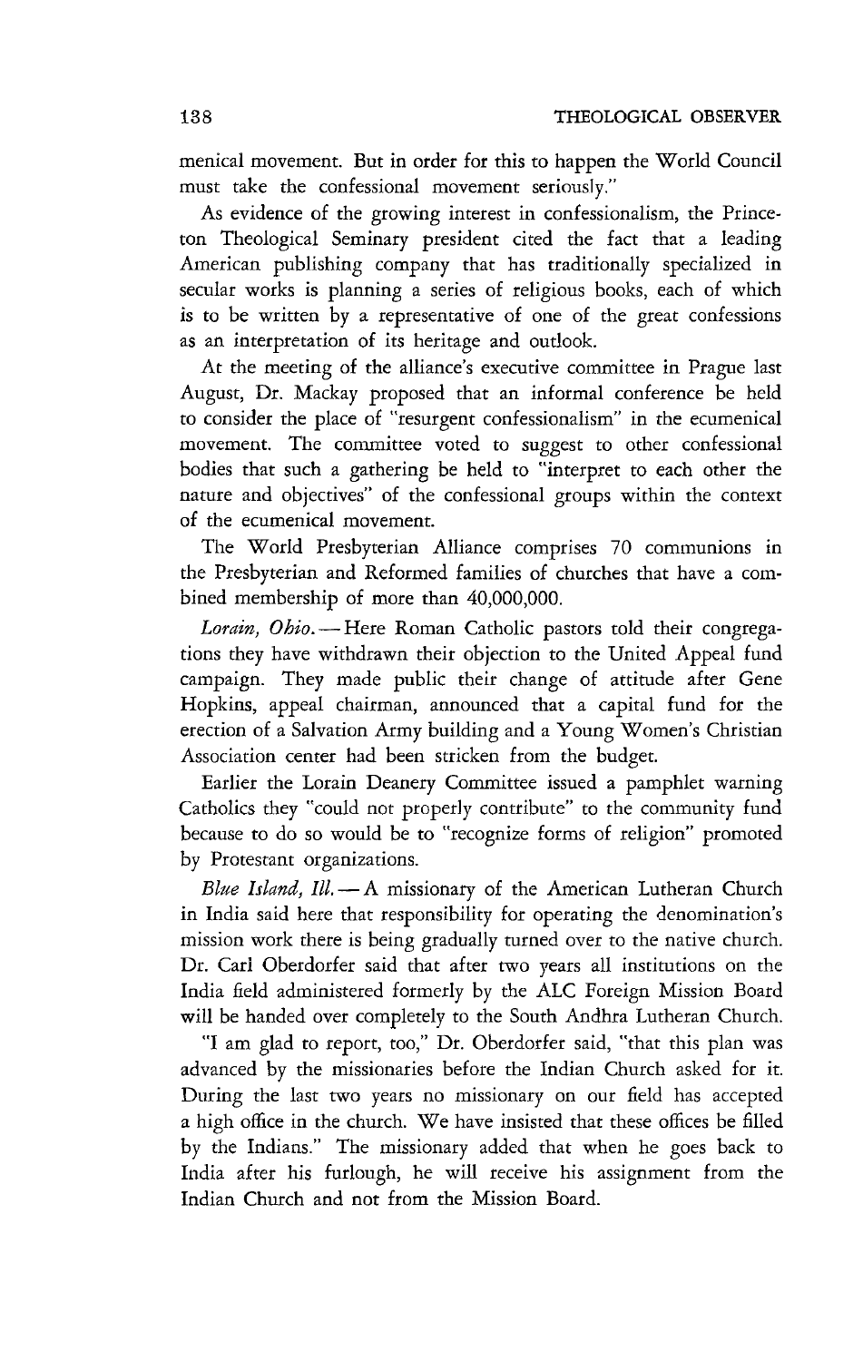menical movement. But in order for this to happen the World Council must take the confessional movement seriously."

As evidence of the growing interest in confessionalism, the Princeton Theological Seminary president cited the fact that a leading American publishing company that has traditionally specialized in secular works is planning a series of religious books, each of which is to be written by a representative of one of the great confessions as an interpretation of its heritage and outlook.

At the meeting of the alliance's executive committee in Prague last August, Dr. Mackay proposed that an informal conference be held to consider the place of "resurgent confessionalism" in the ecumenical movement. The committee voted to suggest to other confessional bodies that such a gathering be held to "interpret to each other the nature and objectives" of the confessional groups within the context of the ecumenical movement.

The World Presbyterian Alliance comprises 70 communions in the Presbyterian and Reformed families of churches that have a combined membership of more than 40,000,000.

*Lorain, Ohio.* — Here Roman Catholic pastors told their congregations they have withdrawn their objection to the United Appeal fund campaign. They made public their change of attitude after Gene Hopkins, appeal chairman, announced that a capital fund for the erection of a Salvation Army building and a Young Women's Christian Association center had been stricken from the budget.

Earlier the Lorain Deanery Committee issued a pamphlet warning Catholics they "could not properly contribute" to the community fund because to do so would be to "recognize forms of religion" promoted by Protestant organizations.

*Blue Island, Ill.* — A missionary of the American Lutheran Church in India said here that responsibility for operating the denomination's mission work there is being gradually turned over to the native church. Dr. Carl Oberdorfer said that after two years all institutions on the India field administered formerly by the ALC Foreign Mission Board will be handed over completely to the South Andhra Lutheran Church.

"I am glad to report, too," Dr. Oberdorfer said, "that this plan was advanced by the missionaries before the Indian Church asked for it. During the last two years no missionary on our field has accepted a high office in the church. We have insisted that these offices be filled by the Indians." The missionary added that when he goes back to India after his furlough, he will receive his assignment from the Indian Church and not from the Mission Board.